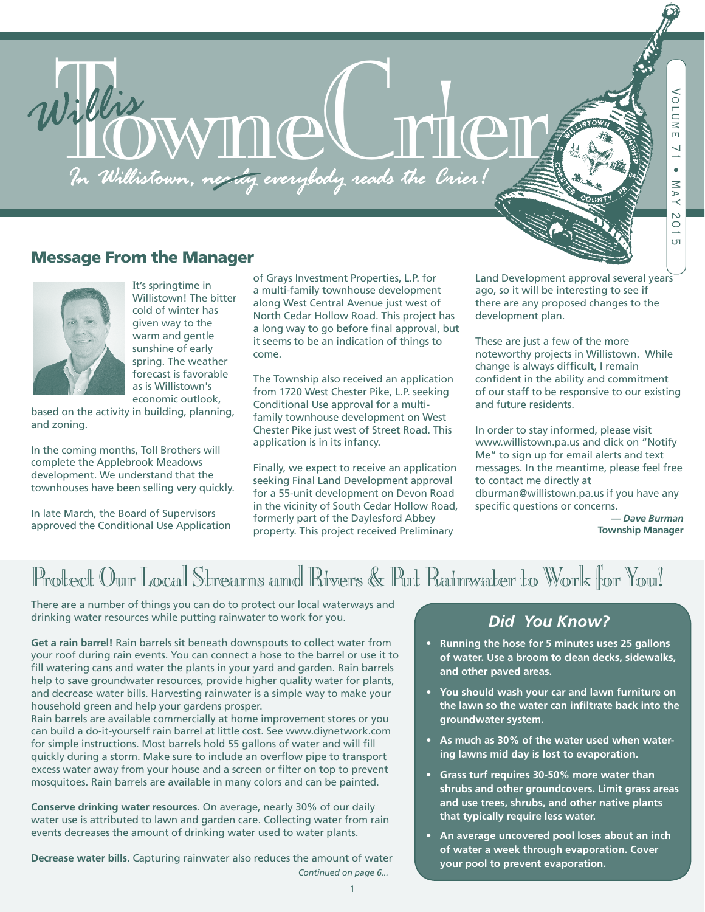# Willis Towne Crier

*In Willistown, nearly everybody reads the Crier!*

Volume 71 • May 2015

## Message From the Manager

It's springtime in Willistown! The bitter cold of winter has given way to the warm and gentle sunshine of early spring. The weather forecast is favorable as is Willistown's economic outlook, based on the activity in building, planning, and zoning.

In the coming months, Toll Brothers will complete the Applebrook Meadows development. We understand that the townhouses have been selling very quickly.

In late March, the Board of Supervisors approved the Conditional Use Application of Grays Investment Properties, L.P. for a multi-family townhouse development along West Central Avenue just west of North Cedar Hollow Road. This project has a long way to go before final approval, but it seems to be an indication of things to come.

The Township also received an application from 1720 West Chester Pike, L.P. seeking Conditional Use approval for a multi-family townhouse development on West Chester Pike just west of Street Road. This application is in its infancy.

Finally, we expect to receive an application seeking Final Land Development approval for a 55-unit development on Devon Road in the vicinity of South Cedar Hollow Road, formerly part of the Daylesford Abbey property. This project received Preliminary Land Development approval several years ago, so it will be interesting to see if there are any proposed changes to the development plan.

These are just a few of the more noteworthy projects in Willistown. While change is always difficult, I remain confident in the ability and commitment of our staff to be responsive to our existing and future residents.

In order to stay informed, please visit www.willistown.pa.us and click on "Notify Me" to sign up for email alerts and text messages. In the meantime, please feel free to contact me directly at dburman@willistown.pa.us if you have any specific questions or concerns.

***— Dave Burman***
**Township Manager**

## Protect Our Local Streams and Rivers & Put Rainwater to Work for You!

There are a number of things you can do to protect our local waterways and drinking water resources while putting rainwater to work for you.

**Get a rain barrel!** Rain barrels sit beneath downspouts to collect water from your roof during rain events. You can connect a hose to the barrel or use it to fill watering cans and water the plants in your yard and garden. Rain barrels help to save groundwater resources, provide higher quality water for plants, and decrease water bills. Harvesting rainwater is a simple way to make your household green and help your gardens prosper.

Rain barrels are available commercially at home improvement stores or you can build a do-it-yourself rain barrel at little cost. See www.diynetwork.com for simple instructions. Most barrels hold 55 gallons of water and will fill quickly during a storm. Make sure to include an overflow pipe to transport excess water away from your house and a screen or filter on top to prevent mosquitoes. Rain barrels are available in many colors and can be painted.

**Conserve drinking water resources.** On average, nearly 30% of our daily water use is attributed to lawn and garden care. Collecting water from rain events decreases the amount of drinking water used to water plants.

**Decrease water bills.** Capturing rainwater also reduces the amount of water

*Continued on page 6...*

### *Did You Know?*

- **Running the hose for 5 minutes uses 25 gallons of water. Use a broom to clean decks, sidewalks, and other paved areas.**
- **You should wash your car and lawn furniture on the lawn so the water can infiltrate back into the groundwater system.**
- **As much as 30% of the water used when watering lawns mid day is lost to evaporation.**
- **Grass turf requires 30-50% more water than shrubs and other groundcovers. Limit grass areas and use trees, shrubs, and other native plants that typically require less water.**
- **An average uncovered pool loses about an inch of water a week through evaporation. Cover your pool to prevent evaporation.**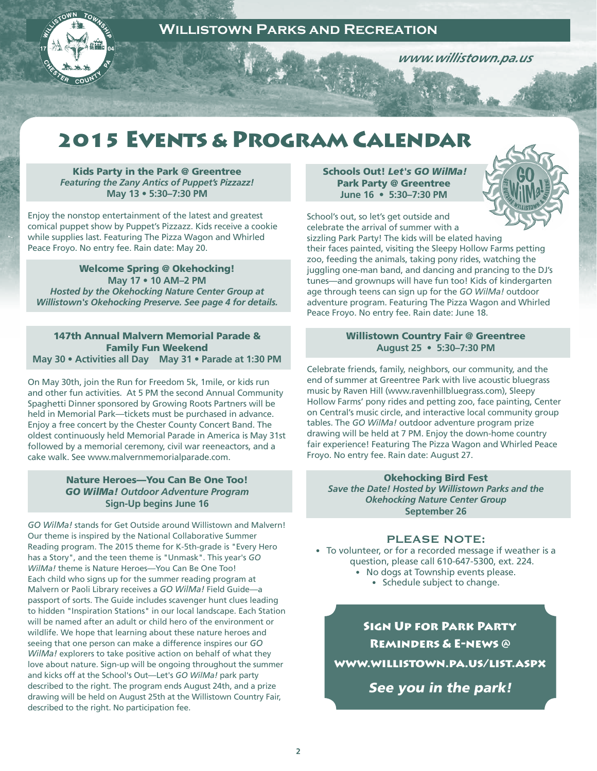# Willistown Parks and Recreation

www.willistown.pa.us

# 2015 Events & Program Calendar

### Kids Party in the Park @ Greentree

*Featuring the Zany Antics of Puppet's Pizzazz!*

**May 13 • 5:30–7:30 PM**

Enjoy the nonstop entertainment of the latest and greatest comical puppet show by Puppet's Pizzazz. Kids receive a cookie while supplies last. Featuring The Pizza Wagon and Whirled Peace Froyo. No entry fee. Rain date: May 20.

### Welcome Spring @ Okehocking!

**May 17 • 10 AM–2 PM**

*Hosted by the Okehocking Nature Center Group at Willistown's Okehocking Preserve. See page 4 for details.*

### 147th Annual Malvern Memorial Parade & Family Fun Weekend

**May 30 • Activities all Day May 31 • Parade at 1:30 PM**

On May 30th, join the Run for Freedom 5k, 1mile, or kids run and other fun activities. At 5 PM the second Annual Community Spaghetti Dinner sponsored by Growing Roots Partners will be held in Memorial Park—tickets must be purchased in advance. Enjoy a free concert by the Chester County Concert Band. The oldest continuously held Memorial Parade in America is May 31st followed by a memorial ceremony, civil war reeneactors, and a cake walk. See www.malvernmemorialparade.com.

### Nature Heroes—You Can Be One Too!

***GO WilMa!* Outdoor Adventure Program**

**Sign-Up begins June 16**

*GO WilMa!* stands for Get Outside around Willistown and Malvern! Our theme is inspired by the National Collaborative Summer Reading program. The 2015 theme for K-5th-grade is "Every Hero has a Story", and the teen theme is "Unmask". This year's *GO WilMa!* theme is Nature Heroes—You Can Be One Too! Each child who signs up for the summer reading program at Malvern or Paoli Library receives a *GO WilMa!* Field Guide—a passport of sorts. The Guide includes scavenger hunt clues leading to hidden "Inspiration Stations" in our local landscape. Each Station will be named after an adult or child hero of the environment or wildlife. We hope that learning about these nature heroes and seeing that one person can make a difference inspires our *GO WilMa!* explorers to take positive action on behalf of what they love about nature. Sign-up will be ongoing throughout the summer and kicks off at the School's Out—Let's *GO WilMa!* park party described to the right. The program ends August 24th, and a prize drawing will be held on August 25th at the Willistown Country Fair, described to the right. No participation fee.

### Schools Out! *Let's GO WilMa!* Park Party @ Greentree

**June 16 • 5:30–7:30 PM**

School's out, so let's get outside and celebrate the arrival of summer with a sizzling Park Party! The kids will be elated having their faces painted, visiting the Sleepy Hollow Farms petting zoo, feeding the animals, taking pony rides, watching the juggling one-man band, and dancing and prancing to the DJ's tunes—and grownups will have fun too! Kids of kindergarten age through teens can sign up for the *GO WilMa!* outdoor adventure program. Featuring The Pizza Wagon and Whirled Peace Froyo. No entry fee. Rain date: June 18.

### Willistown Country Fair @ Greentree

**August 25 • 5:30–7:30 PM**

Celebrate friends, family, neighbors, our community, and the end of summer at Greentree Park with live acoustic bluegrass music by Raven Hill (www.ravenhillbluegrass.com), Sleepy Hollow Farms' pony rides and petting zoo, face painting, Center on Central's music circle, and interactive local community group tables. The *GO WilMa!* outdoor adventure program prize drawing will be held at 7 PM. Enjoy the down-home country fair experience! Featuring The Pizza Wagon and Whirled Peace Froyo. No entry fee. Rain date: August 27.

### Okehocking Bird Fest

*Save the Date! Hosted by Willistown Parks and the Okehocking Nature Center Group*

**September 26**

### Please Note:

- To volunteer, or for a recorded message if weather is a question, please call 610-647-5300, ext. 224.
- No dogs at Township events please.
- Schedule subject to change.

**Sign Up for Park Party Reminders & E-News @ www.willistown.pa.us/list.aspx**

***See you in the park!***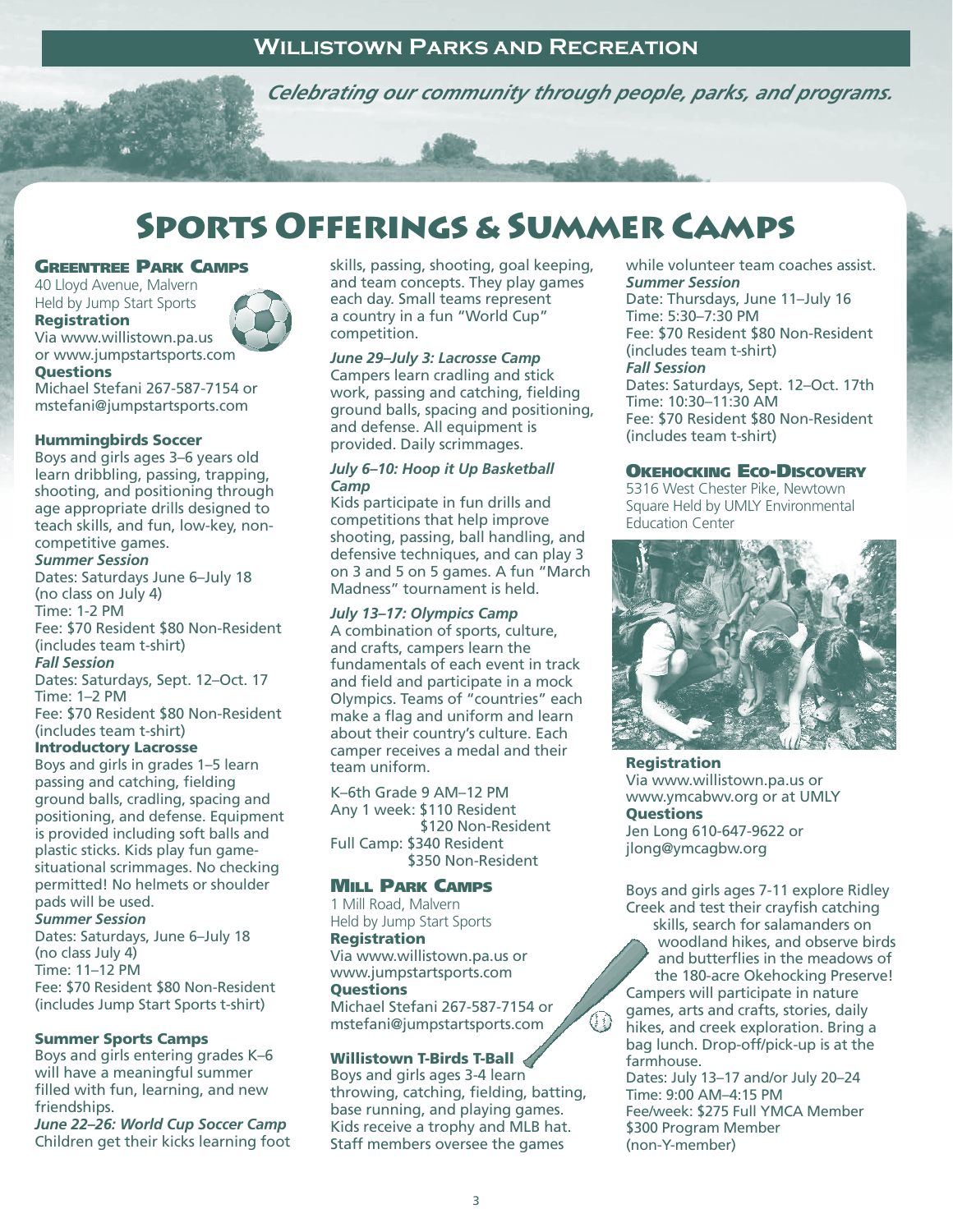# Willistown Parks and Recreation

*Celebrating our community through people, parks, and programs.*

# Sports Offerings & Summer Camps

## Greentree Park Camps

40 Lloyd Avenue, Malvern
Held by Jump Start Sports

**Registration**
Via www.willistown.pa.us or www.jumpstartsports.com

**Questions**
Michael Stefani 267-587-7154 or mstefani@jumpstartsports.com

### Hummingbirds Soccer

Boys and girls ages 3–6 years old learn dribbling, passing, trapping, shooting, and positioning through age appropriate drills designed to teach skills, and fun, low-key, non-competitive games.

***Summer Session***
Dates: Saturdays June 6–July 18 (no class on July 4)
Time: 1-2 PM
Fee: $70 Resident $80 Non-Resident (includes team t-shirt)

***Fall Session***
Dates: Saturdays, Sept. 12–Oct. 17
Time: 1–2 PM
Fee: $70 Resident $80 Non-Resident (includes team t-shirt)

### Introductory Lacrosse

Boys and girls in grades 1–5 learn passing and catching, fielding ground balls, cradling, spacing and positioning, and defense. Equipment is provided including soft balls and plastic sticks. Kids play fun game-situational scrimmages. No checking permitted! No helmets or shoulder pads will be used.

***Summer Session***
Dates: Saturdays, June 6–July 18 (no class July 4)
Time: 11–12 PM
Fee: $70 Resident $80 Non-Resident (includes Jump Start Sports t-shirt)

### Summer Sports Camps

Boys and girls entering grades K–6 will have a meaningful summer filled with fun, learning, and new friendships.

***June 22–26: World Cup Soccer Camp***
Children get their kicks learning foot skills, passing, shooting, goal keeping, and team concepts. They play games each day. Small teams represent a country in a fun "World Cup" competition.

***June 29–July 3: Lacrosse Camp***
Campers learn cradling and stick work, passing and catching, fielding ground balls, spacing and positioning, and defense. All equipment is provided. Daily scrimmages.

***July 6–10: Hoop it Up Basketball Camp***
Kids participate in fun drills and competitions that help improve shooting, passing, ball handling, and defensive techniques, and can play 3 on 3 and 5 on 5 games. A fun "March Madness" tournament is held.

***July 13–17: Olympics Camp***
A combination of sports, culture, and crafts, campers learn the fundamentals of each event in track and field and participate in a mock Olympics. Teams of "countries" each make a flag and uniform and learn about their country's culture. Each camper receives a medal and their team uniform.

K–6th Grade 9 AM–12 PM
Any 1 week: $110 Resident
$120 Non-Resident
Full Camp: $340 Resident
$350 Non-Resident

## Mill Park Camps

1 Mill Road, Malvern
Held by Jump Start Sports

**Registration**
Via www.willistown.pa.us or www.jumpstartsports.com

**Questions**
Michael Stefani 267-587-7154 or mstefani@jumpstartsports.com

### Willistown T-Birds T-Ball

Boys and girls ages 3-4 learn throwing, catching, fielding, batting, base running, and playing games. Kids receive a trophy and MLB hat. Staff members oversee the games while volunteer team coaches assist.

***Summer Session***
Date: Thursdays, June 11–July 16
Time: 5:30–7:30 PM
Fee: $70 Resident $80 Non-Resident (includes team t-shirt)

***Fall Session***
Dates: Saturdays, Sept. 12–Oct. 17th
Time: 10:30–11:30 AM
Fee: $70 Resident $80 Non-Resident (includes team t-shirt)

## Okehocking Eco-Discovery

5316 West Chester Pike, Newtown Square Held by UMLY Environmental Education Center

**Registration**
Via www.willistown.pa.us or www.ymcabwv.org or at UMLY

**Questions**
Jen Long 610-647-9622 or jlong@ymcagbw.org

Boys and girls ages 7-11 explore Ridley Creek and test their crayfish catching skills, search for salamanders on woodland hikes, and observe birds and butterflies in the meadows of the 180-acre Okehocking Preserve! Campers will participate in nature games, arts and crafts, stories, daily hikes, and creek exploration. Bring a bag lunch. Drop-off/pick-up is at the farmhouse.

Dates: July 13–17 and/or July 20–24
Time: 9:00 AM–4:15 PM
Fee/week: $275 Full YMCA Member
$300 Program Member (non-Y-member)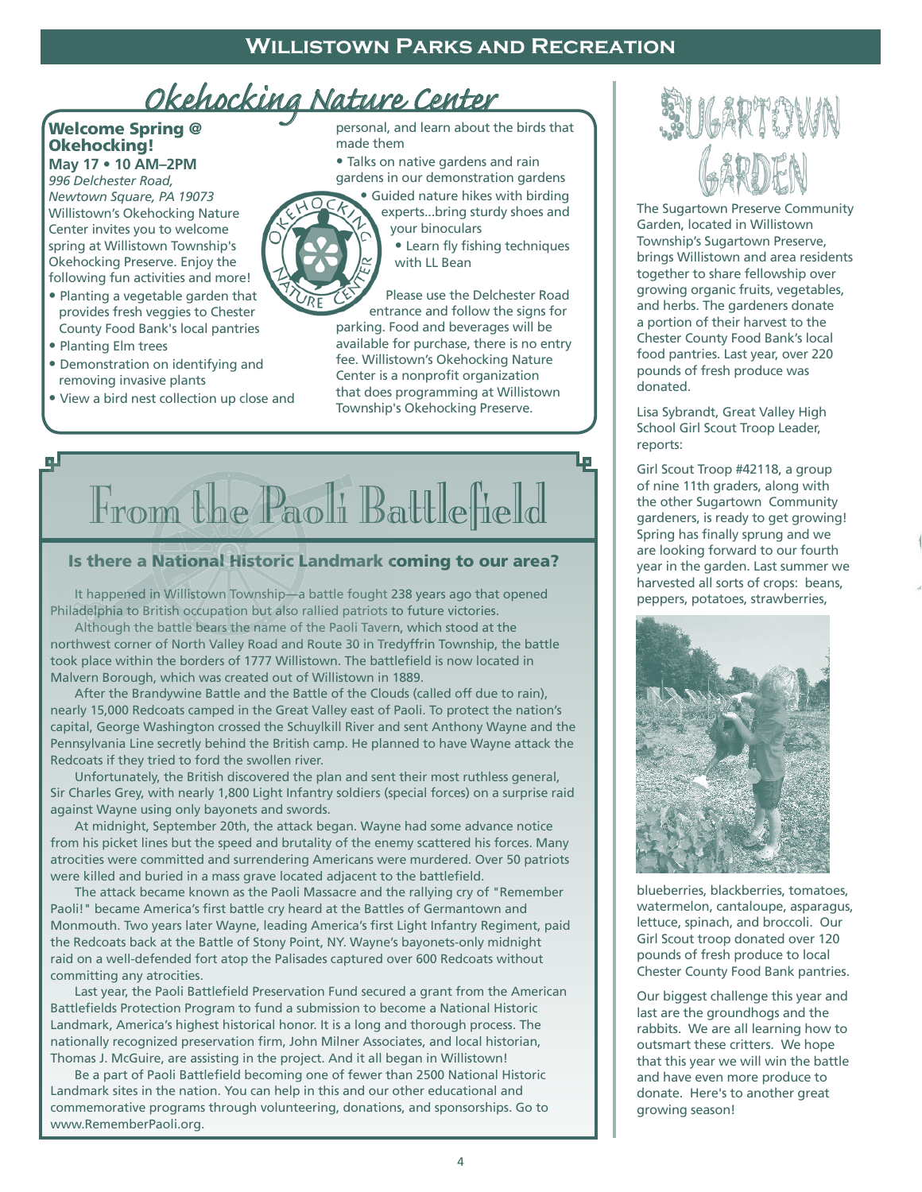# Okehocking Nature Center

## Welcome Spring @ Okehocking!

**May 17 • 10 AM–2PM**

*996 Delchester Road, Newtown Square, PA 19073*

Willistown's Okehocking Nature Center invites you to welcome spring at Willistown Township's Okehocking Preserve. Enjoy the following fun activities and more!

- Planting a vegetable garden that provides fresh veggies to Chester County Food Bank's local pantries
- Planting Elm trees
- Demonstration on identifying and removing invasive plants
- View a bird nest collection up close and personal, and learn about the birds that made them
- Talks on native gardens and rain gardens in our demonstration gardens
- Guided nature hikes with birding experts...bring sturdy shoes and your binoculars
- Learn fly fishing techniques with LL Bean

Please use the Delchester Road entrance and follow the signs for parking. Food and beverages will be available for purchase, there is no entry fee. Willistown's Okehocking Nature Center is a nonprofit organization that does programming at Willistown Township's Okehocking Preserve.

# From the Paoli Battlefield

## Is there a National Historic Landmark coming to our area?

It happened in Willistown Township—a battle fought 238 years ago that opened Philadelphia to British occupation but also rallied patriots to future victories.

Although the battle bears the name of the Paoli Tavern, which stood at the northwest corner of North Valley Road and Route 30 in Tredyffrin Township, the battle took place within the borders of 1777 Willistown. The battlefield is now located in Malvern Borough, which was created out of Willistown in 1889.

After the Brandywine Battle and the Battle of the Clouds (called off due to rain), nearly 15,000 Redcoats camped in the Great Valley east of Paoli. To protect the nation's capital, George Washington crossed the Schuylkill River and sent Anthony Wayne and the Pennsylvania Line secretly behind the British camp. He planned to have Wayne attack the Redcoats if they tried to ford the swollen river.

Unfortunately, the British discovered the plan and sent their most ruthless general, Sir Charles Grey, with nearly 1,800 Light Infantry soldiers (special forces) on a surprise raid against Wayne using only bayonets and swords.

At midnight, September 20th, the attack began. Wayne had some advance notice from his picket lines but the speed and brutality of the enemy scattered his forces. Many atrocities were committed and surrendering Americans were murdered. Over 50 patriots were killed and buried in a mass grave located adjacent to the battlefield.

The attack became known as the Paoli Massacre and the rallying cry of "Remember Paoli!" became America's first battle cry heard at the Battles of Germantown and Monmouth. Two years later Wayne, leading America's first Light Infantry Regiment, paid the Redcoats back at the Battle of Stony Point, NY. Wayne's bayonets-only midnight raid on a well-defended fort atop the Palisades captured over 600 Redcoats without committing any atrocities.

Last year, the Paoli Battlefield Preservation Fund secured a grant from the American Battlefields Protection Program to fund a submission to become a National Historic Landmark, America's highest historical honor. It is a long and thorough process. The nationally recognized preservation firm, John Milner Associates, and local historian, Thomas J. McGuire, are assisting in the project. And it all began in Willistown!

Be a part of Paoli Battlefield becoming one of fewer than 2500 National Historic Landmark sites in the nation. You can help in this and our other educational and commemorative programs through volunteering, donations, and sponsorships. Go to www.RememberPaoli.org.

# Sugartown Garden

The Sugartown Preserve Community Garden, located in Willistown Township's Sugartown Preserve, brings Willistown and area residents together to share fellowship over growing organic fruits, vegetables, and herbs. The gardeners donate a portion of their harvest to the Chester County Food Bank's local food pantries. Last year, over 220 pounds of fresh produce was donated.

Lisa Sybrandt, Great Valley High School Girl Scout Troop Leader, reports:

Girl Scout Troop #42118, a group of nine 11th graders, along with the other Sugartown Community gardeners, is ready to get growing! Spring has finally sprung and we are looking forward to our fourth year in the garden. Last summer we harvested all sorts of crops: beans, peppers, potatoes, strawberries, blueberries, blackberries, tomatoes, watermelon, cantaloupe, asparagus, lettuce, spinach, and broccoli. Our Girl Scout troop donated over 120 pounds of fresh produce to local Chester County Food Bank pantries.

Our biggest challenge this year and last are the groundhogs and the rabbits. We are all learning how to outsmart these critters. We hope that this year we will win the battle and have even more produce to donate. Here's to another great growing season!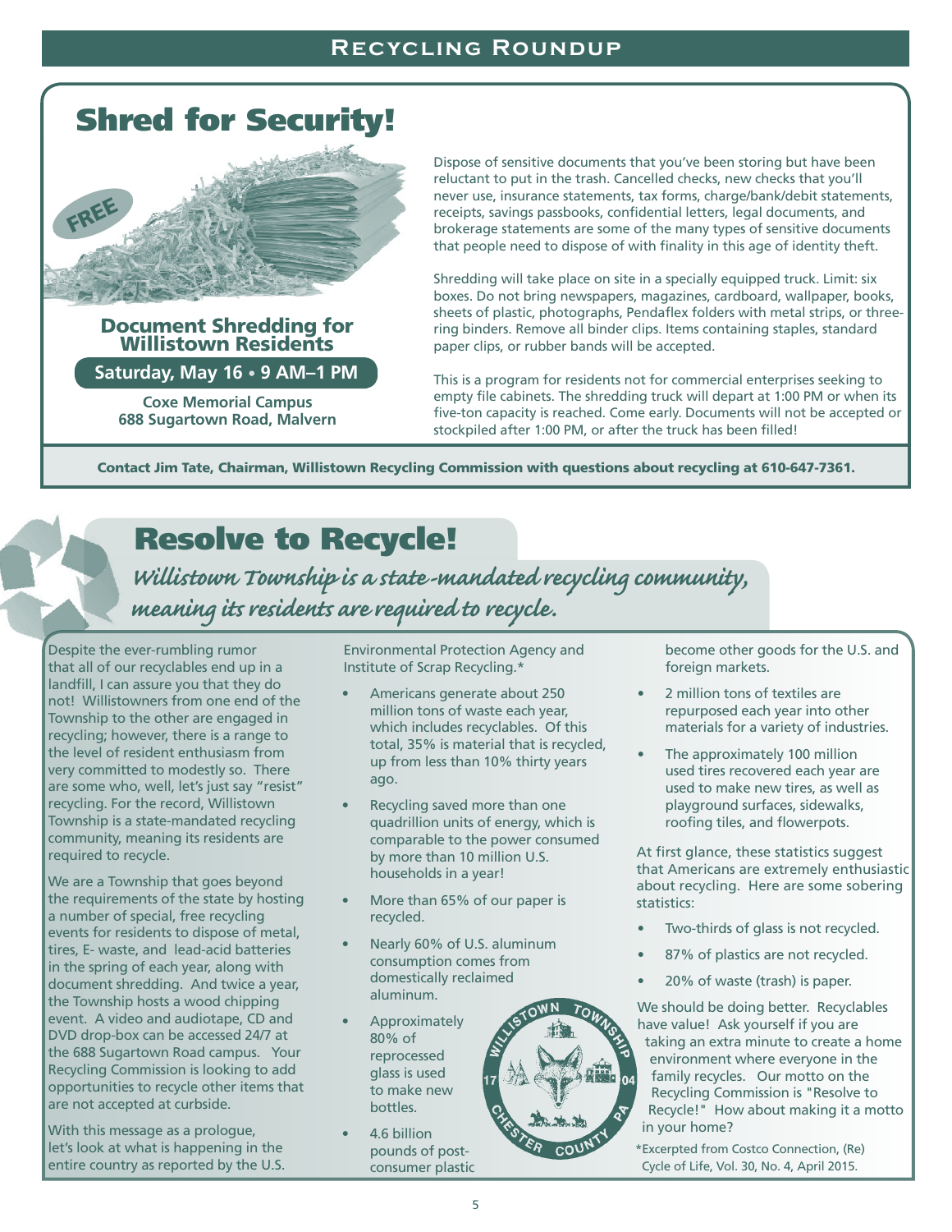## Recycling Roundup

# Shred for Security!

FREE

### Document Shredding for Willistown Residents

**Saturday, May 16 • 9 AM–1 PM**

**Coxe Memorial Campus**
**688 Sugartown Road, Malvern**

Dispose of sensitive documents that you've been storing but have been reluctant to put in the trash. Cancelled checks, new checks that you'll never use, insurance statements, tax forms, charge/bank/debit statements, receipts, savings passbooks, confidential letters, legal documents, and brokerage statements are some of the many types of sensitive documents that people need to dispose of with finality in this age of identity theft.

Shredding will take place on site in a specially equipped truck. Limit: six boxes. Do not bring newspapers, magazines, cardboard, wallpaper, books, sheets of plastic, photographs, Pendaflex folders with metal strips, or three-ring binders. Remove all binder clips. Items containing staples, standard paper clips, or rubber bands will be accepted.

This is a program for residents not for commercial enterprises seeking to empty file cabinets. The shredding truck will depart at 1:00 PM or when its five-ton capacity is reached. Come early. Documents will not be accepted or stockpiled after 1:00 PM, or after the truck has been filled!

**Contact Jim Tate, Chairman, Willistown Recycling Commission with questions about recycling at 610-647-7361.**

# Resolve to Recycle!

*Willistown Township is a state-mandated recycling community, meaning its residents are required to recycle.*

Despite the ever-rumbling rumor that all of our recyclables end up in a landfill, I can assure you that they do not! Willistowners from one end of the Township to the other are engaged in recycling; however, there is a range to the level of resident enthusiasm from very committed to modestly so. There are some who, well, let's just say "resist" recycling. For the record, Willistown Township is a state-mandated recycling community, meaning its residents are required to recycle.

We are a Township that goes beyond the requirements of the state by hosting a number of special, free recycling events for residents to dispose of metal, tires, E- waste, and lead-acid batteries in the spring of each year, along with document shredding. And twice a year, the Township hosts a wood chipping event. A video and audiotape, CD and DVD drop-box can be accessed 24/7 at the 688 Sugartown Road campus. Your Recycling Commission is looking to add opportunities to recycle other items that are not accepted at curbside.

With this message as a prologue, let's look at what is happening in the entire country as reported by the U.S. Environmental Protection Agency and Institute of Scrap Recycling.*

- Americans generate about 250 million tons of waste each year, which includes recyclables. Of this total, 35% is material that is recycled, up from less than 10% thirty years ago.
- Recycling saved more than one quadrillion units of energy, which is comparable to the power consumed by more than 10 million U.S. households in a year!
- More than 65% of our paper is recycled.
- Nearly 60% of U.S. aluminum consumption comes from domestically reclaimed aluminum.
- Approximately 80% of reprocessed glass is used to make new bottles.
- 4.6 billion pounds of post-consumer plastic become other goods for the U.S. and foreign markets.
- 2 million tons of textiles are repurposed each year into other materials for a variety of industries.
- The approximately 100 million used tires recovered each year are used to make new tires, as well as playground surfaces, sidewalks, roofing tiles, and flowerpots.

At first glance, these statistics suggest that Americans are extremely enthusiastic about recycling. Here are some sobering statistics:

- Two-thirds of glass is not recycled.
- 87% of plastics are not recycled.
- 20% of waste (trash) is paper.

We should be doing better. Recyclables have value! Ask yourself if you are taking an extra minute to create a home environment where everyone in the family recycles. Our motto on the Recycling Commission is "Resolve to Recycle!" How about making it a motto in your home?

*Excerpted from Costco Connection, (Re) Cycle of Life, Vol. 30, No. 4, April 2015.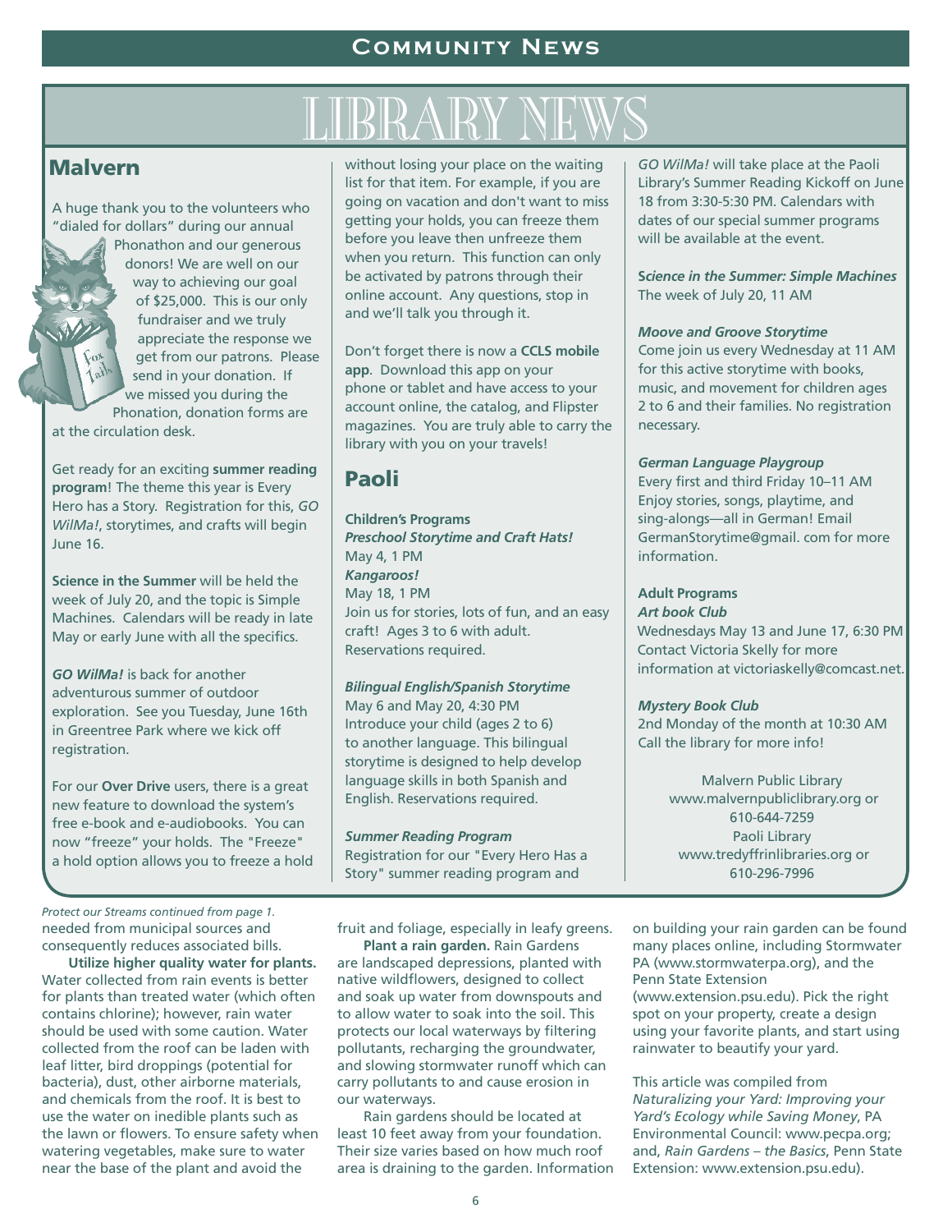# LIBRARY NEWS

## Malvern

A huge thank you to the volunteers who "dialed for dollars" during our annual Phonathon and our generous donors! We are well on our way to achieving our goal of $25,000. This is our only fundraiser and we truly appreciate the response we get from our patrons. Please send in your donation. If we missed you during the Phonation, donation forms are at the circulation desk.

Get ready for an exciting **summer reading program**! The theme this year is Every Hero has a Story. Registration for this, *GO WilMa!*, storytimes, and crafts will begin June 16.

**Science in the Summer** will be held the week of July 20, and the topic is Simple Machines. Calendars will be ready in late May or early June with all the specifics.

***GO WilMa!*** is back for another adventurous summer of outdoor exploration. See you Tuesday, June 16th in Greentree Park where we kick off registration.

For our **Over Drive** users, there is a great new feature to download the system's free e-book and e-audiobooks. You can now "freeze" your holds. The "Freeze" a hold option allows you to freeze a hold without losing your place on the waiting list for that item. For example, if you are going on vacation and don't want to miss getting your holds, you can freeze them before you leave then unfreeze them when you return. This function can only be activated by patrons through their online account. Any questions, stop in and we'll talk you through it.

Don't forget there is now a **CCLS mobile app**. Download this app on your phone or tablet and have access to your account online, the catalog, and Flipster magazines. You are truly able to carry the library with you on your travels!

## Paoli

**Children's Programs**

***Preschool Storytime and Craft Hats!***
May 4, 1 PM

***Kangaroos!***
May 18, 1 PM

Join us for stories, lots of fun, and an easy craft! Ages 3 to 6 with adult. Reservations required.

***Bilingual English/Spanish Storytime***
May 6 and May 20, 4:30 PM
Introduce your child (ages 2 to 6) to another language. This bilingual storytime is designed to help develop language skills in both Spanish and English. Reservations required.

***Summer Reading Program***
Registration for our "Every Hero Has a Story" summer reading program and *GO WilMa!* will take place at the Paoli Library's Summer Reading Kickoff on June 18 from 3:30-5:30 PM. Calendars with dates of our special summer programs will be available at the event.

**S*cience in the Summer: Simple Machines***
The week of July 20, 11 AM

***Moove and Groove Storytime***
Come join us every Wednesday at 11 AM for this active storytime with books, music, and movement for children ages 2 to 6 and their families. No registration necessary.

***German Language Playgroup***
Every first and third Friday 10–11 AM
Enjoy stories, songs, playtime, and sing-alongs—all in German! Email GermanStorytime@gmail. com for more information.

**Adult Programs**

***Art book Club***
Wednesdays May 13 and June 17, 6:30 PM
Contact Victoria Skelly for more information at victoriaskelly@comcast.net.

***Mystery Book Club***
2nd Monday of the month at 10:30 AM
Call the library for more info!

Malvern Public Library
www.malvernpubliclibrary.org or
610-644-7259
Paoli Library
www.tredyffrinlibraries.org or
610-296-7996

---

*Protect our Streams continued from page 1.*

needed from municipal sources and consequently reduces associated bills.

**Utilize higher quality water for plants.** Water collected from rain events is better for plants than treated water (which often contains chlorine); however, rain water should be used with some caution. Water collected from the roof can be laden with leaf litter, bird droppings (potential for bacteria), dust, other airborne materials, and chemicals from the roof. It is best to use the water on inedible plants such as the lawn or flowers. To ensure safety when watering vegetables, make sure to water near the base of the plant and avoid the fruit and foliage, especially in leafy greens.

**Plant a rain garden.** Rain Gardens are landscaped depressions, planted with native wildflowers, designed to collect and soak up water from downspouts and to allow water to soak into the soil. This protects our local waterways by filtering pollutants, recharging the groundwater, and slowing stormwater runoff which can carry pollutants to and cause erosion in our waterways.

Rain gardens should be located at least 10 feet away from your foundation. Their size varies based on how much roof area is draining to the garden. Information on building your rain garden can be found many places online, including Stormwater PA (www.stormwaterpa.org), and the Penn State Extension (www.extension.psu.edu). Pick the right spot on your property, create a design using your favorite plants, and start using rainwater to beautify your yard.

This article was compiled from *Naturalizing your Yard: Improving your Yard's Ecology while Saving Money*, PA Environmental Council: www.pecpa.org; and, *Rain Gardens – the Basics*, Penn State Extension: www.extension.psu.edu).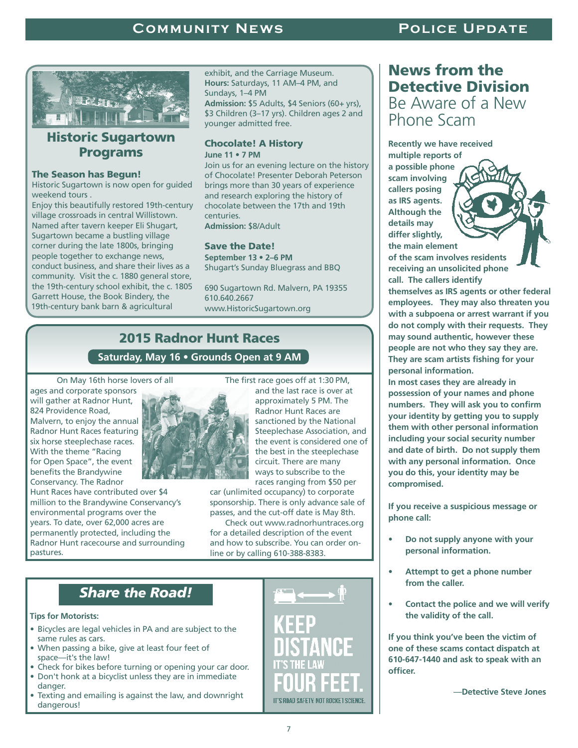## Historic Sugartown Programs

### The Season has Begun!

Historic Sugartown is now open for guided weekend tours .

Enjoy this beautifully restored 19th-century village crossroads in central Willistown. Named after tavern keeper Eli Shugart, Sugartown became a bustling village corner during the late 1800s, bringing people together to exchange news, conduct business, and share their lives as a community. Visit the c. 1880 general store, the 19th-century school exhibit, the c. 1805 Garrett House, the Book Bindery, the 19th-century bank barn & agricultural exhibit, and the Carriage Museum.

**Hours:** Saturdays, 11 AM–4 PM, and Sundays, 1–4 PM

**Admission:** $5 Adults, $4 Seniors (60+ yrs), $3 Children (3–17 yrs). Children ages 2 and younger admitted free.

### Chocolate! A History

**June 11 • 7 PM**

Join us for an evening lecture on the history of Chocolate! Presenter Deborah Peterson brings more than 30 years of experience and research exploring the history of chocolate between the 17th and 19th centuries.

**Admission:** $8/Adult

### Save the Date!

**September 13 • 2–6 PM**

Shugart's Sunday Bluegrass and BBQ

690 Sugartown Rd. Malvern, PA 19355
610.640.2667
www.HistoricSugartown.org

## 2015 Radnor Hunt Races

**Saturday, May 16 • Grounds Open at 9 AM**

On May 16th horse lovers of all ages and corporate sponsors will gather at Radnor Hunt, 824 Providence Road, Malvern, to enjoy the annual Radnor Hunt Races featuring six horse steeplechase races. With the theme "Racing for Open Space", the event benefits the Brandywine Conservancy. The Radnor Hunt Races have contributed over $4 million to the Brandywine Conservancy's environmental programs over the years. To date, over 62,000 acres are permanently protected, including the Radnor Hunt racecourse and surrounding pastures.

The first race goes off at 1:30 PM, and the last race is over at approximately 5 PM. The Radnor Hunt Races are sanctioned by the National Steeplechase Association, and the event is considered one of the best in the steeplechase circuit. There are many ways to subscribe to the races ranging from $50 per car (unlimited occupancy) to corporate sponsorship. There is only advance sale of passes, and the cut-off date is May 8th.

Check out www.radnorhuntraces.org for a detailed description of the event and how to subscribe. You can order on-line or by calling 610-388-8383.

## *Share the Road!*

**Tips for Motorists:**

- Bicycles are legal vehicles in PA and are subject to the same rules as cars.
- When passing a bike, give at least four feet of space—it's the law!
- Check for bikes before turning or opening your car door.
- Don't honk at a bicyclist unless they are in immediate danger.
- Texting and emailing is against the law, and downright dangerous!

KEEP DISTANCE IT'S THE LAW FOUR FEET.
IT'S ROAD SAFETY, NOT ROCKET SCIENCE.

## News from the Detective Division

### Be Aware of a New Phone Scam

**Recently we have received multiple reports of a possible phone scam involving callers posing as IRS agents. Although the details may differ slightly, the main element of the scam involves residents receiving an unsolicited phone call. The callers identify themselves as IRS agents or other federal employees. They may also threaten you with a subpoena or arrest warrant if you do not comply with their requests. They may sound authentic, however these people are not who they say they are. They are scam artists fishing for your personal information.**

**In most cases they are already in possession of your names and phone numbers. They will ask you to confirm your identity by getting you to supply them with other personal information including your social security number and date of birth. Do not supply them with any personal information. Once you do this, your identity may be compromised.**

**If you receive a suspicious message or phone call:**

- **Do not supply anyone with your personal information.**
- **Attempt to get a phone number from the caller.**
- **Contact the police and we will verify the validity of the call.**

**If you think you've been the victim of one of these scams contact dispatch at 610-647-1440 and ask to speak with an officer.**

**—Detective Steve Jones**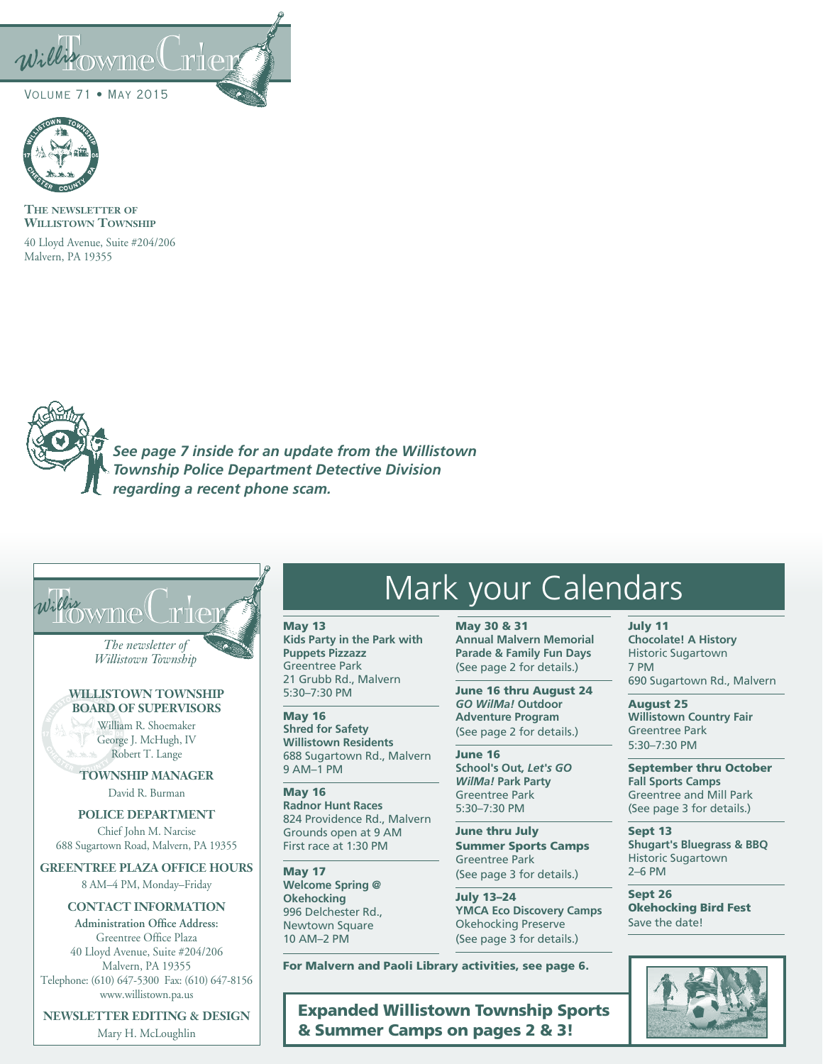# Willis Towne Crier

VOLUME 71 • MAY 2015

**THE NEWSLETTER OF WILLISTOWN TOWNSHIP**

40 Lloyd Avenue, Suite #204/206
Malvern, PA 19355

***See page 7 inside for an update from the Willistown Township Police Department Detective Division regarding a recent phone scam.***

## Willis Towne Crier

*The newsletter of Willistown Township*

**WILLISTOWN TOWNSHIP BOARD OF SUPERVISORS**

William R. Shoemaker
George J. McHugh, IV
Robert T. Lange

**TOWNSHIP MANAGER**

David R. Burman

**POLICE DEPARTMENT**

Chief John M. Narcise
688 Sugartown Road, Malvern, PA 19355

**GREENTREE PLAZA OFFICE HOURS**

8 AM–4 PM, Monday–Friday

**CONTACT INFORMATION**

**Administration Office Address:**
Greentree Office Plaza
40 Lloyd Avenue, Suite #204/206
Malvern, PA 19355
Telephone: (610) 647-5300 Fax: (610) 647-8156
www.willistown.pa.us

**NEWSLETTER EDITING & DESIGN**

Mary H. McLoughlin

# Mark your Calendars

**May 13**
**Kids Party in the Park with Puppets Pizzazz**
Greentree Park
21 Grubb Rd., Malvern
5:30–7:30 PM

**May 16**
**Shred for Safety Willistown Residents**
688 Sugartown Rd., Malvern
9 AM–1 PM

**May 16**
**Radnor Hunt Races**
824 Providence Rd., Malvern
Grounds open at 9 AM
First race at 1:30 PM

**May 17**
**Welcome Spring @ Okehocking**
996 Delchester Rd., Newtown Square
10 AM–2 PM

**May 30 & 31**
**Annual Malvern Memorial Parade & Family Fun Days**
(See page 2 for details.)

**June 16 thru August 24**
***GO WilMa!* Outdoor Adventure Program**
(See page 2 for details.)

**June 16**
**School's Out, *Let's GO WilMa!* Park Party**
Greentree Park
5:30–7:30 PM

**June thru July**
**Summer Sports Camps**
Greentree Park
(See page 3 for details.)

**July 13–24**
**YMCA Eco Discovery Camps**
Okehocking Preserve
(See page 3 for details.)

**July 11**
**Chocolate! A History**
Historic Sugartown
7 PM
690 Sugartown Rd., Malvern

**August 25**
**Willistown Country Fair**
Greentree Park
5:30–7:30 PM

**September thru October**
**Fall Sports Camps**
Greentree and Mill Park
(See page 3 for details.)

**Sept 13**
**Shugart's Bluegrass & BBQ**
Historic Sugartown
2–6 PM

**Sept 26**
**Okehocking Bird Fest**
Save the date!

**For Malvern and Paoli Library activities, see page 6.**

**Expanded Willistown Township Sports & Summer Camps on pages 2 & 3!**